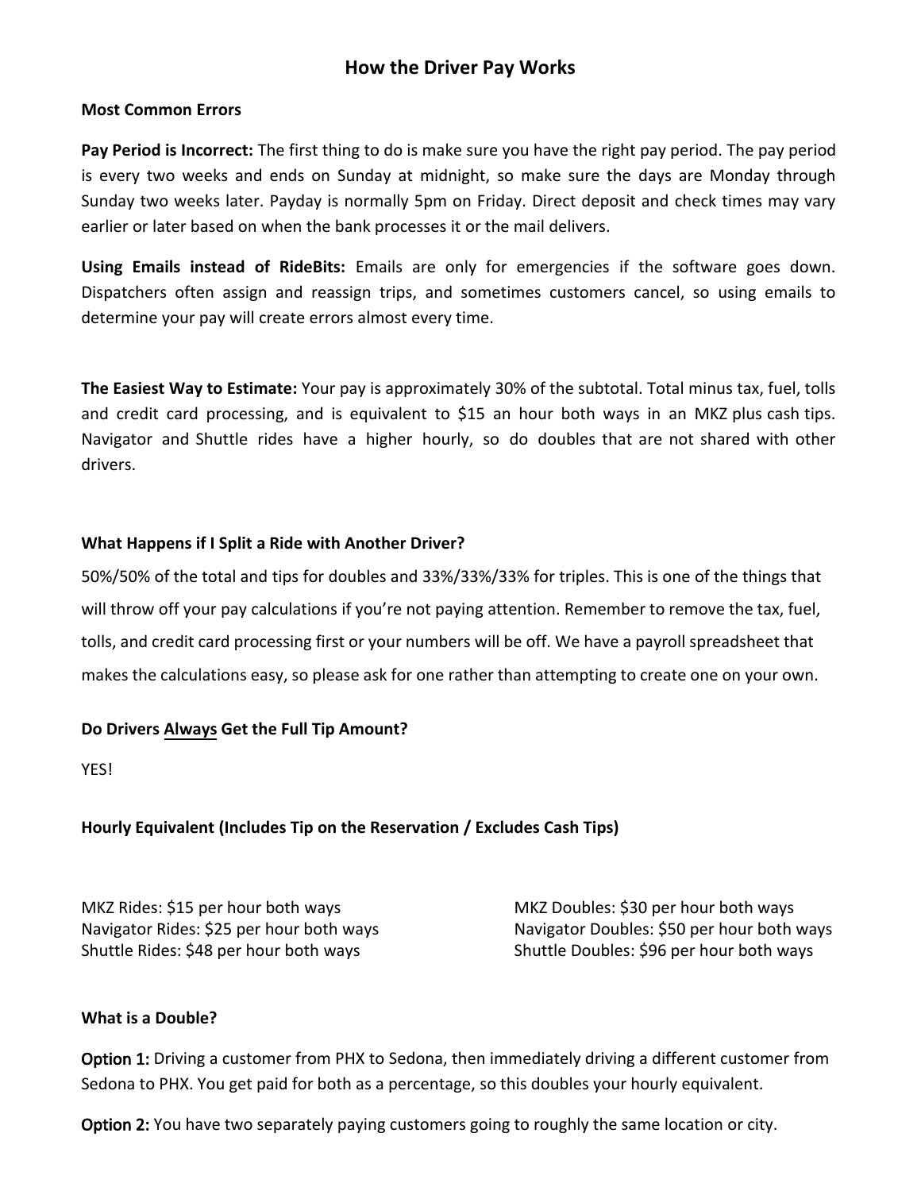# How the Driver Pay Works

**Most Common Errors**

**Pay Period is Incorrect:** The first thing to do is make sure you have the right pay period. The pay period is every two weeks and ends on Sunday at midnight, so make sure the days are Monday through Sunday two weeks later. Payday is normally 5pm on Friday. Direct deposit and check times may vary earlier or later based on when the bank processes it or the mail delivers.

**Using Emails instead of RideBits:** Emails are only for emergencies if the software goes down. Dispatchers often assign and reassign trips, and sometimes customers cancel, so using emails to determine your pay will create errors almost every time.

**The Easiest Way to Estimate:** Your pay is approximately 30% of the subtotal. Total minus tax, fuel, tolls and credit card processing, and is equivalent to $15 an hour both ways in an MKZ plus cash tips. Navigator and Shuttle rides have a higher hourly, so do doubles that are not shared with other drivers.

**What Happens if I Split a Ride with Another Driver?**

50%/50% of the total and tips for doubles and 33%/33%/33% for triples. This is one of the things that will throw off your pay calculations if you're not paying attention. Remember to remove the tax, fuel, tolls, and credit card processing first or your numbers will be off. We have a payroll spreadsheet that makes the calculations easy, so please ask for one rather than attempting to create one on your own.

**Do Drivers <u>Always</u> Get the Full Tip Amount?**

YES!

**Hourly Equivalent (Includes Tip on the Reservation / Excludes Cash Tips)**

MKZ Rides: $15 per hour both ways
Navigator Rides: $25 per hour both ways
Shuttle Rides: $48 per hour both ways

MKZ Doubles: $30 per hour both ways
Navigator Doubles: $50 per hour both ways
Shuttle Doubles: $96 per hour both ways

**What is a Double?**

**Option 1:** Driving a customer from PHX to Sedona, then immediately driving a different customer from Sedona to PHX. You get paid for both as a percentage, so this doubles your hourly equivalent.

**Option 2:** You have two separately paying customers going to roughly the same location or city.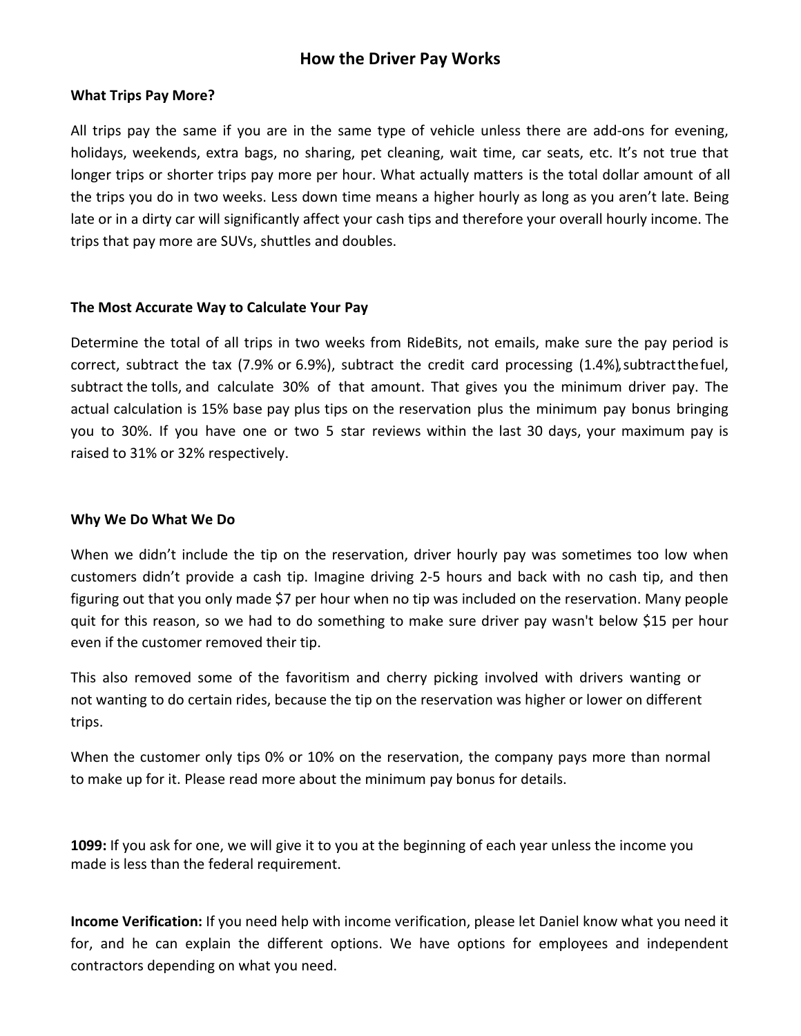# How the Driver Pay Works

**What Trips Pay More?**

All trips pay the same if you are in the same type of vehicle unless there are add-ons for evening, holidays, weekends, extra bags, no sharing, pet cleaning, wait time, car seats, etc. It's not true that longer trips or shorter trips pay more per hour. What actually matters is the total dollar amount of all the trips you do in two weeks. Less down time means a higher hourly as long as you aren't late. Being late or in a dirty car will significantly affect your cash tips and therefore your overall hourly income. The trips that pay more are SUVs, shuttles and doubles.

**The Most Accurate Way to Calculate Your Pay**

Determine the total of all trips in two weeks from RideBits, not emails, make sure the pay period is correct, subtract the tax (7.9% or 6.9%), subtract the credit card processing (1.4%), subtract the fuel, subtract the tolls, and calculate 30% of that amount. That gives you the minimum driver pay. The actual calculation is 15% base pay plus tips on the reservation plus the minimum pay bonus bringing you to 30%. If you have one or two 5 star reviews within the last 30 days, your maximum pay is raised to 31% or 32% respectively.

**Why We Do What We Do**

When we didn't include the tip on the reservation, driver hourly pay was sometimes too low when customers didn't provide a cash tip. Imagine driving 2-5 hours and back with no cash tip, and then figuring out that you only made $7 per hour when no tip was included on the reservation. Many people quit for this reason, so we had to do something to make sure driver pay wasn't below $15 per hour even if the customer removed their tip.

This also removed some of the favoritism and cherry picking involved with drivers wanting or not wanting to do certain rides, because the tip on the reservation was higher or lower on different trips.

When the customer only tips 0% or 10% on the reservation, the company pays more than normal to make up for it. Please read more about the minimum pay bonus for details.

**1099:** If you ask for one, we will give it to you at the beginning of each year unless the income you made is less than the federal requirement.

**Income Verification:** If you need help with income verification, please let Daniel know what you need it for, and he can explain the different options. We have options for employees and independent contractors depending on what you need.